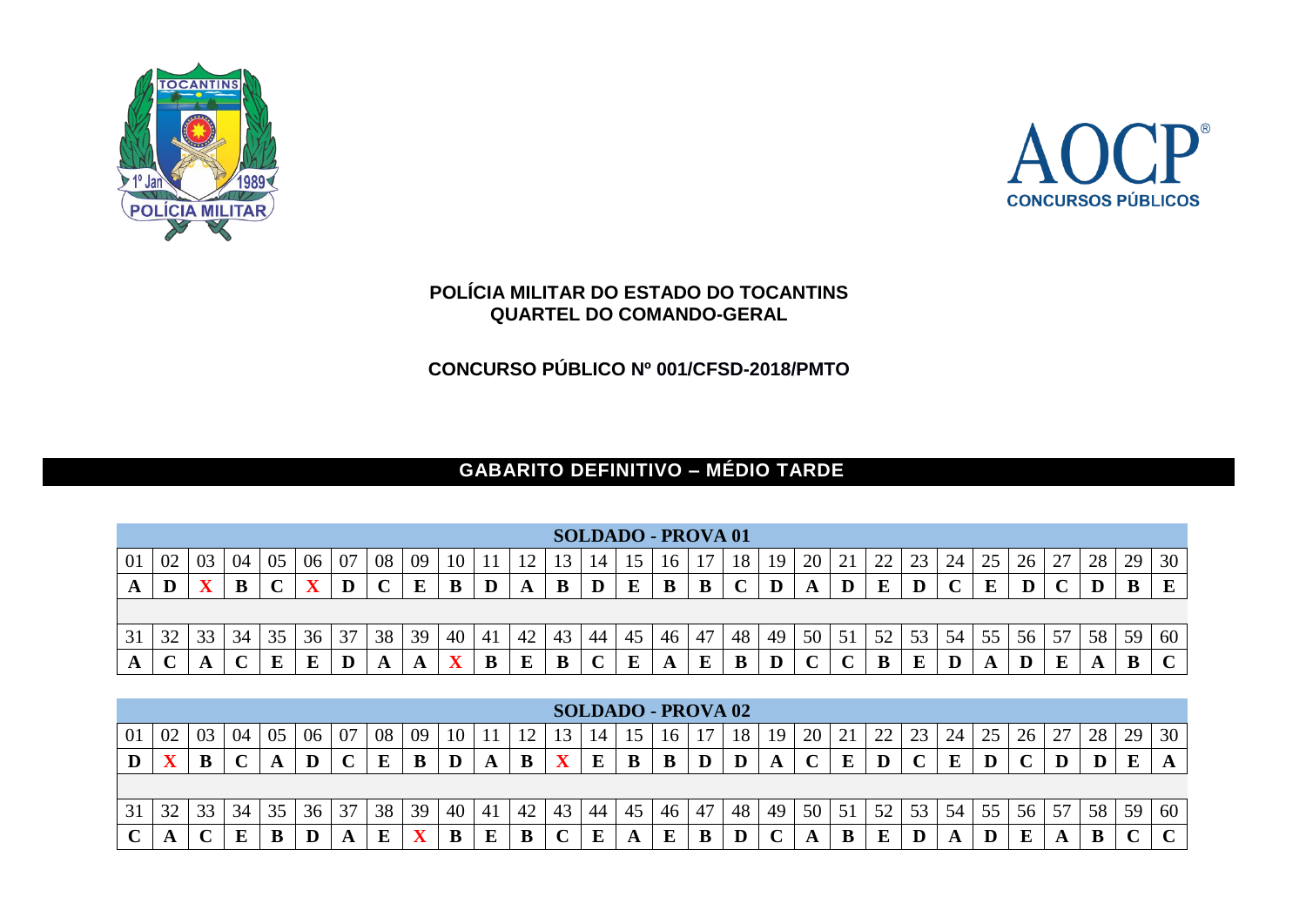**POLÍCIA MILITAR DO ESTADO DO TOCANTINS**
**QUARTEL DO COMANDO-GERAL**

**CONCURSO PÚBLICO Nº 001/CFSD-2018/PMTO**

## GABARITO DEFINITIVO – MÉDIO TARDE

### SOLDADO - PROVA 01

| 01 | 02 | 03 | 04 | 05 | 06 | 07 | 08 | 09 | 10 | 11 | 12 | 13 | 14 | 15 | 16 | 17 | 18 | 19 | 20 | 21 | 22 | 23 | 24 | 25 | 26 | 27 | 28 | 29 | 30 |
|---|---|---|---|---|---|---|---|---|---|---|---|---|---|---|---|---|---|---|---|---|---|---|---|---|---|---|---|---|---|
| A | D | X | B | C | X | D | C | E | B | D | A | B | D | E | B | B | C | D | A | D | E | D | C | E | D | C | D | B | E |

| 31 | 32 | 33 | 34 | 35 | 36 | 37 | 38 | 39 | 40 | 41 | 42 | 43 | 44 | 45 | 46 | 47 | 48 | 49 | 50 | 51 | 52 | 53 | 54 | 55 | 56 | 57 | 58 | 59 | 60 |
|---|---|---|---|---|---|---|---|---|---|---|---|---|---|---|---|---|---|---|---|---|---|---|---|---|---|---|---|---|---|
| A | C | A | C | E | E | D | A | A | X | B | E | B | C | E | A | E | B | D | C | C | B | E | D | A | D | E | A | B | C |

### SOLDADO - PROVA 02

| 01 | 02 | 03 | 04 | 05 | 06 | 07 | 08 | 09 | 10 | 11 | 12 | 13 | 14 | 15 | 16 | 17 | 18 | 19 | 20 | 21 | 22 | 23 | 24 | 25 | 26 | 27 | 28 | 29 | 30 |
|---|---|---|---|---|---|---|---|---|---|---|---|---|---|---|---|---|---|---|---|---|---|---|---|---|---|---|---|---|---|
| D | X | B | C | A | D | C | E | B | D | A | B | X | E | B | B | D | D | A | C | E | D | C | E | D | C | D | D | E | A |

| 31 | 32 | 33 | 34 | 35 | 36 | 37 | 38 | 39 | 40 | 41 | 42 | 43 | 44 | 45 | 46 | 47 | 48 | 49 | 50 | 51 | 52 | 53 | 54 | 55 | 56 | 57 | 58 | 59 | 60 |
|---|---|---|---|---|---|---|---|---|---|---|---|---|---|---|---|---|---|---|---|---|---|---|---|---|---|---|---|---|---|
| C | A | C | E | B | D | A | E | X | B | E | B | C | E | A | E | B | D | C | A | B | E | D | A | D | E | A | B | C | C |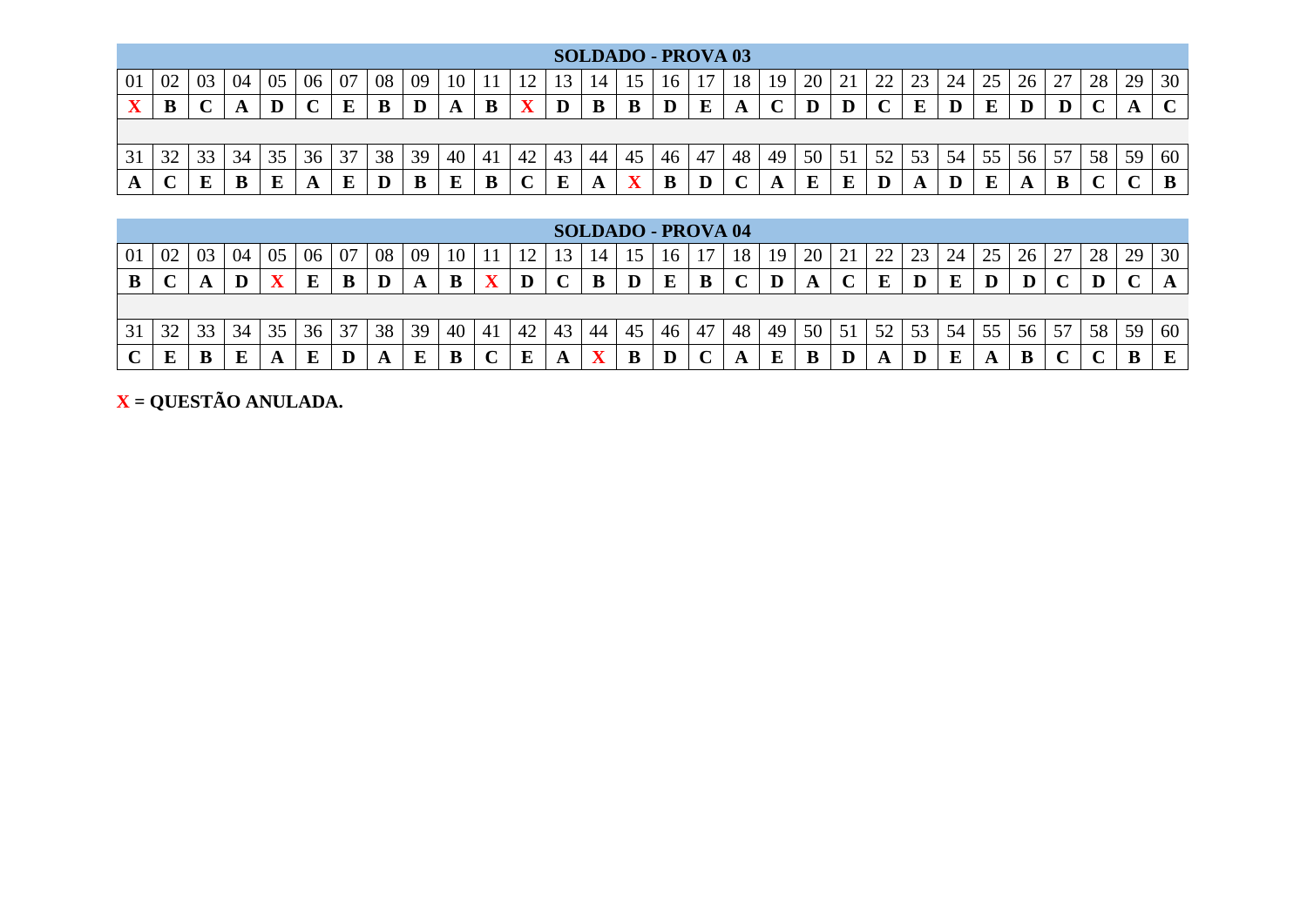| SOLDADO - PROVA 03 | | | | | | | | | | | | | | | | | | | | | | | | | | | | | |
|---|---|---|---|---|---|---|---|---|---|---|---|---|---|---|---|---|---|---|---|---|---|---|---|---|---|---|---|---|---|
| 01 | 02 | 03 | 04 | 05 | 06 | 07 | 08 | 09 | 10 | 11 | 12 | 13 | 14 | 15 | 16 | 17 | 18 | 19 | 20 | 21 | 22 | 23 | 24 | 25 | 26 | 27 | 28 | 29 | 30 |
| **X** | **B** | **C** | **A** | **D** | **C** | **E** | **B** | **D** | **A** | **B** | **X** | **D** | **B** | **B** | **D** | **E** | **A** | **C** | **D** | **D** | **C** | **E** | **D** | **E** | **D** | **D** | **C** | **A** | **C** |
| 31 | 32 | 33 | 34 | 35 | 36 | 37 | 38 | 39 | 40 | 41 | 42 | 43 | 44 | 45 | 46 | 47 | 48 | 49 | 50 | 51 | 52 | 53 | 54 | 55 | 56 | 57 | 58 | 59 | 60 |
| **A** | **C** | **E** | **B** | **E** | **A** | **E** | **D** | **B** | **E** | **B** | **C** | **E** | **A** | **X** | **B** | **D** | **C** | **A** | **E** | **E** | **D** | **A** | **D** | **E** | **A** | **B** | **C** | **C** | **B** |

| SOLDADO - PROVA 04 | | | | | | | | | | | | | | | | | | | | | | | | | | | | | |
|---|---|---|---|---|---|---|---|---|---|---|---|---|---|---|---|---|---|---|---|---|---|---|---|---|---|---|---|---|---|
| 01 | 02 | 03 | 04 | 05 | 06 | 07 | 08 | 09 | 10 | 11 | 12 | 13 | 14 | 15 | 16 | 17 | 18 | 19 | 20 | 21 | 22 | 23 | 24 | 25 | 26 | 27 | 28 | 29 | 30 |
| **B** | **C** | **A** | **D** | **X** | **E** | **B** | **D** | **A** | **B** | **X** | **D** | **C** | **B** | **D** | **E** | **B** | **C** | **D** | **A** | **C** | **E** | **D** | **E** | **D** | **D** | **C** | **D** | **C** | **A** |
| 31 | 32 | 33 | 34 | 35 | 36 | 37 | 38 | 39 | 40 | 41 | 42 | 43 | 44 | 45 | 46 | 47 | 48 | 49 | 50 | 51 | 52 | 53 | 54 | 55 | 56 | 57 | 58 | 59 | 60 |
| **C** | **E** | **B** | **E** | **A** | **E** | **D** | **A** | **E** | **B** | **C** | **E** | **A** | **X** | **B** | **D** | **C** | **A** | **E** | **B** | **D** | **A** | **D** | **E** | **A** | **B** | **C** | **C** | **B** | **E** |

**X = QUESTÃO ANULADA.**